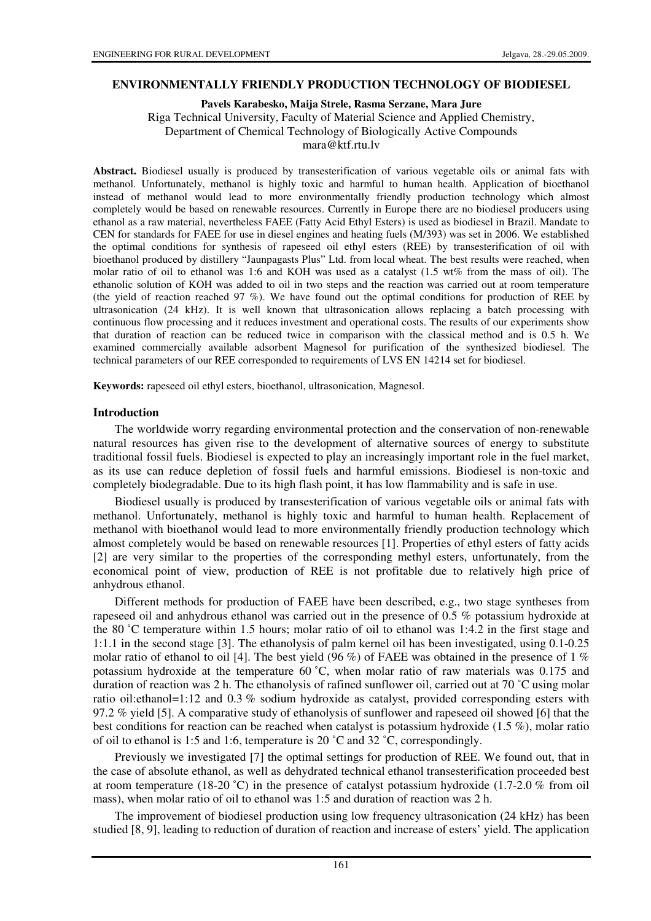# ENVIRONMENTALLY FRIENDLY PRODUCTION TECHNOLOGY OF BIODIESEL

**Pavels Karabesko, Maija Strele, Rasma Serzane, Mara Jure**

Riga Technical University, Faculty of Material Science and Applied Chemistry,
Department of Chemical Technology of Biologically Active Compounds
mara@ktf.rtu.lv

**Abstract.** Biodiesel usually is produced by transesterification of various vegetable oils or animal fats with methanol. Unfortunately, methanol is highly toxic and harmful to human health. Application of bioethanol instead of methanol would lead to more environmentally friendly production technology which almost completely would be based on renewable resources. Currently in Europe there are no biodiesel producers using ethanol as a raw material, nevertheless FAEE (Fatty Acid Ethyl Esters) is used as biodiesel in Brazil. Mandate to CEN for standards for FAEE for use in diesel engines and heating fuels (M/393) was set in 2006. We established the optimal conditions for synthesis of rapeseed oil ethyl esters (REE) by transesterification of oil with bioethanol produced by distillery "Jaunpagasts Plus" Ltd. from local wheat. The best results were reached, when molar ratio of oil to ethanol was 1:6 and KOH was used as a catalyst (1.5 wt% from the mass of oil). The ethanolic solution of KOH was added to oil in two steps and the reaction was carried out at room temperature (the yield of reaction reached 97 %). We have found out the optimal conditions for production of REE by ultrasonication (24 kHz). It is well known that ultrasonication allows replacing a batch processing with continuous flow processing and it reduces investment and operational costs. The results of our experiments show that duration of reaction can be reduced twice in comparison with the classical method and is 0.5 h. We examined commercially available adsorbent Magnesol for purification of the synthesized biodiesel. The technical parameters of our REE corresponded to requirements of LVS EN 14214 set for biodiesel.

**Keywords:** rapeseed oil ethyl esters, bioethanol, ultrasonication, Magnesol.

## Introduction

The worldwide worry regarding environmental protection and the conservation of non-renewable natural resources has given rise to the development of alternative sources of energy to substitute traditional fossil fuels. Biodiesel is expected to play an increasingly important role in the fuel market, as its use can reduce depletion of fossil fuels and harmful emissions. Biodiesel is non-toxic and completely biodegradable. Due to its high flash point, it has low flammability and is safe in use.

Biodiesel usually is produced by transesterification of various vegetable oils or animal fats with methanol. Unfortunately, methanol is highly toxic and harmful to human health. Replacement of methanol with bioethanol would lead to more environmentally friendly production technology which almost completely would be based on renewable resources [1]. Properties of ethyl esters of fatty acids [2] are very similar to the properties of the corresponding methyl esters, unfortunately, from the economical point of view, production of REE is not profitable due to relatively high price of anhydrous ethanol.

Different methods for production of FAEE have been described, e.g., two stage syntheses from rapeseed oil and anhydrous ethanol was carried out in the presence of 0.5 % potassium hydroxide at the 80 ˚C temperature within 1.5 hours; molar ratio of oil to ethanol was 1:4.2 in the first stage and 1:1.1 in the second stage [3]. The ethanolysis of palm kernel oil has been investigated, using 0.1-0.25 molar ratio of ethanol to oil [4]. The best yield (96 %) of FAEE was obtained in the presence of 1 % potassium hydroxide at the temperature 60 ˚C, when molar ratio of raw materials was 0.175 and duration of reaction was 2 h. The ethanolysis of rafined sunflower oil, carried out at 70 ˚C using molar ratio oil:ethanol=1:12 and 0.3 % sodium hydroxide as catalyst, provided corresponding esters with 97.2 % yield [5]. A comparative study of ethanolysis of sunflower and rapeseed oil showed [6] that the best conditions for reaction can be reached when catalyst is potassium hydroxide (1.5 %), molar ratio of oil to ethanol is 1:5 and 1:6, temperature is 20 ˚C and 32 ˚C, correspondingly.

Previously we investigated [7] the optimal settings for production of REE. We found out, that in the case of absolute ethanol, as well as dehydrated technical ethanol transesterification proceeded best at room temperature (18-20 ˚C) in the presence of catalyst potassium hydroxide (1.7-2.0 % from oil mass), when molar ratio of oil to ethanol was 1:5 and duration of reaction was 2 h.

The improvement of biodiesel production using low frequency ultrasonication (24 kHz) has been studied [8, 9], leading to reduction of duration of reaction and increase of esters' yield. The application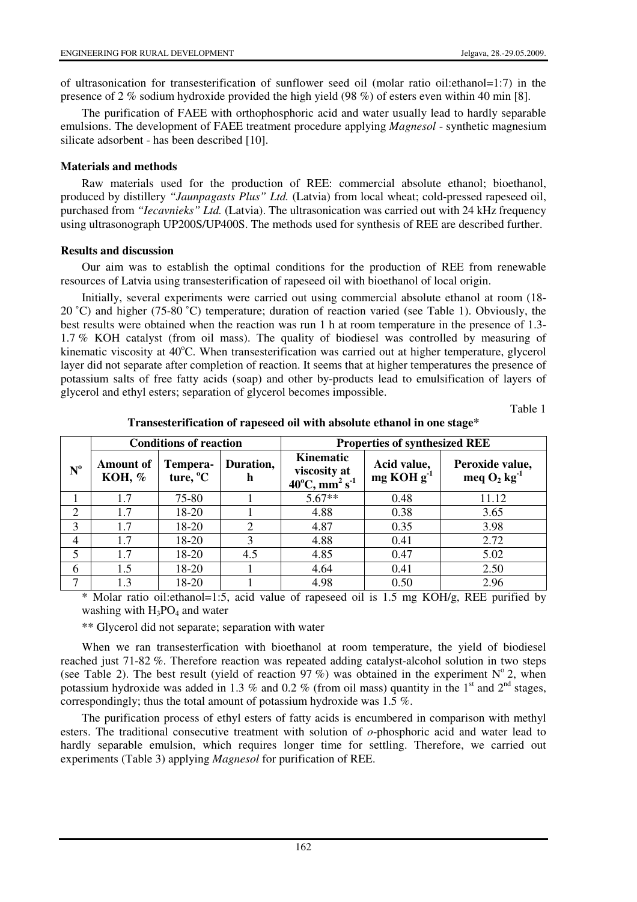of ultrasonication for transesterification of sunflower seed oil (molar ratio oil:ethanol=1:7) in the presence of 2 % sodium hydroxide provided the high yield (98 %) of esters even within 40 min [8].

The purification of FAEE with orthophosphoric acid and water usually lead to hardly separable emulsions. The development of FAEE treatment procedure applying *Magnesol* - synthetic magnesium silicate adsorbent - has been described [10].

## Materials and methods

Raw materials used for the production of REE: commercial absolute ethanol; bioethanol, produced by distillery *"Jaunpagasts Plus" Ltd.* (Latvia) from local wheat; cold-pressed rapeseed oil, purchased from *"Iecavnieks" Ltd.* (Latvia). The ultrasonication was carried out with 24 kHz frequency using ultrasonograph UP200S/UP400S. The methods used for synthesis of REE are described further.

## Results and discussion

Our aim was to establish the optimal conditions for the production of REE from renewable resources of Latvia using transesterification of rapeseed oil with bioethanol of local origin.

Initially, several experiments were carried out using commercial absolute ethanol at room (18-20 ˚C) and higher (75-80 ˚C) temperature; duration of reaction varied (see Table 1). Obviously, the best results were obtained when the reaction was run 1 h at room temperature in the presence of 1.3-1.7 % KOH catalyst (from oil mass). The quality of biodiesel was controlled by measuring of kinematic viscosity at 40°C. When transesterification was carried out at higher temperature, glycerol layer did not separate after completion of reaction. It seems that at higher temperatures the presence of potassium salts of free fatty acids (soap) and other by-products lead to emulsification of layers of glycerol and ethyl esters; separation of glycerol becomes impossible.

Table 1

**Transesterification of rapeseed oil with absolute ethanol in one stage***

| N° | Conditions of reaction | | | Properties of synthesized REE | | |
|---|---|---|---|---|---|---|
| | Amount of KOH, % | Tempera-ture, °C | Duration, h | Kinematic viscosity at 40°C, $mm^2\ s^{-1}$ | Acid value, mg KOH $g^{-1}$ | Peroxide value, meq $O_2$ $kg^{-1}$ |
| 1 | 1.7 | 75-80 | 1 | 5.67** | 0.48 | 11.12 |
| 2 | 1.7 | 18-20 | 1 | 4.88 | 0.38 | 3.65 |
| 3 | 1.7 | 18-20 | 2 | 4.87 | 0.35 | 3.98 |
| 4 | 1.7 | 18-20 | 3 | 4.88 | 0.41 | 2.72 |
| 5 | 1.7 | 18-20 | 4.5 | 4.85 | 0.47 | 5.02 |
| 6 | 1.5 | 18-20 | 1 | 4.64 | 0.41 | 2.50 |
| 7 | 1.3 | 18-20 | 1 | 4.98 | 0.50 | 2.96 |

\* Molar ratio oil:ethanol=1:5, acid value of rapeseed oil is 1.5 mg KOH/g, REE purified by washing with $H_3PO_4$ and water

** Glycerol did not separate; separation with water

When we ran transesterfication with bioethanol at room temperature, the yield of biodiesel reached just 71-82 %. Therefore reaction was repeated adding catalyst-alcohol solution in two steps (see Table 2). The best result (yield of reaction 97 %) was obtained in the experiment N° 2, when potassium hydroxide was added in 1.3 % and 0.2 % (from oil mass) quantity in the 1st and 2nd stages, correspondingly; thus the total amount of potassium hydroxide was 1.5 %.

The purification process of ethyl esters of fatty acids is encumbered in comparison with methyl esters. The traditional consecutive treatment with solution of *o*-phosphoric acid and water lead to hardly separable emulsion, which requires longer time for settling. Therefore, we carried out experiments (Table 3) applying *Magnesol* for purification of REE.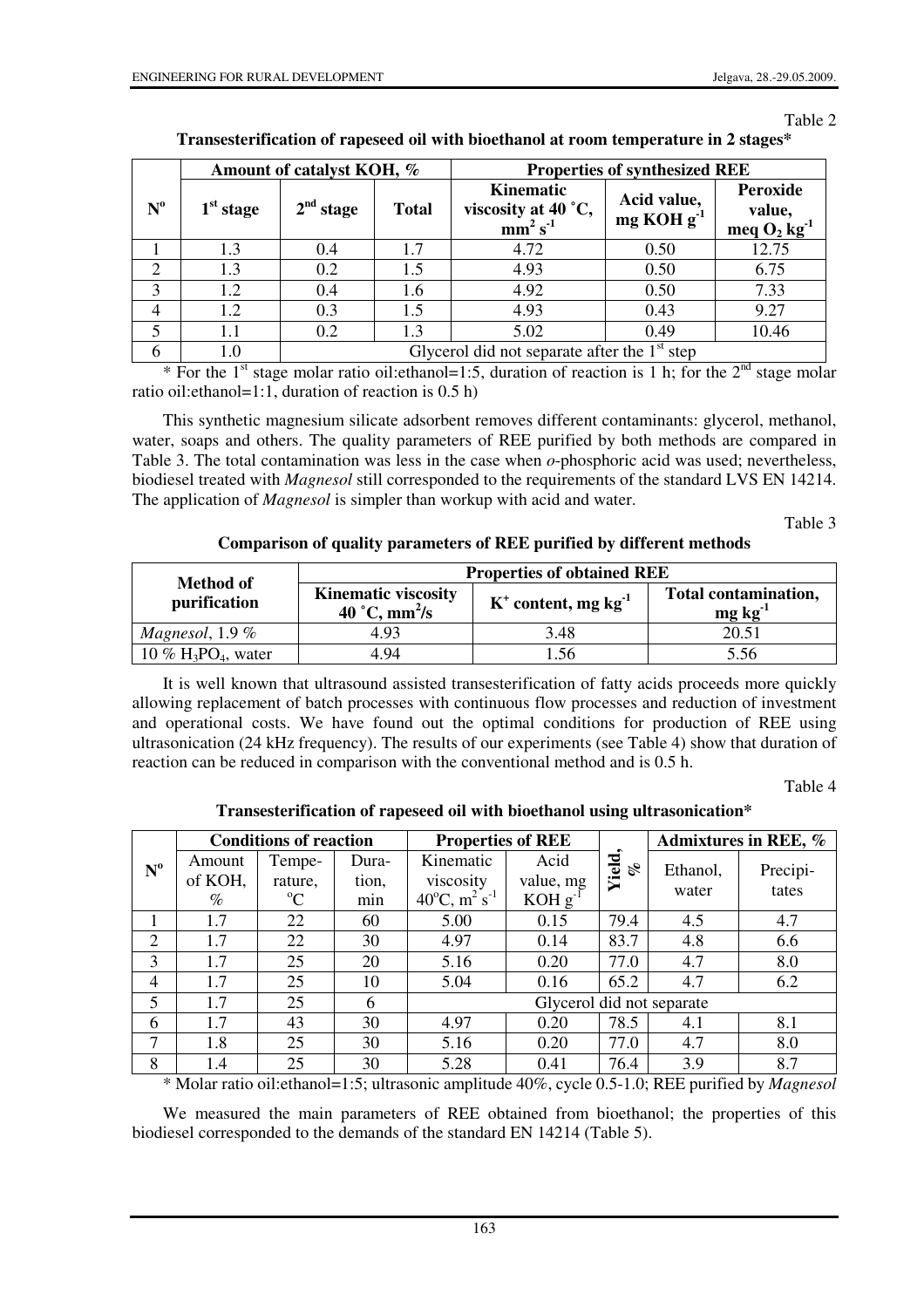Table 2

**Transesterification of rapeseed oil with bioethanol at room temperature in 2 stages***

| N° | Amount of catalyst KOH, % | | | Properties of synthesized REE | | |
|---|---|---|---|---|---|---|
| | 1[st] stage | 2[nd] stage | Total | Kinematic viscosity at 40 ˚C, $mm^2 s^{-1}$ | Acid value, mg KOH $g^{-1}$ | Peroxide value, meq $O_2$ $kg^{-1}$ |
| 1 | 1.3 | 0.4 | 1.7 | 4.72 | 0.50 | 12.75 |
| 2 | 1.3 | 0.2 | 1.5 | 4.93 | 0.50 | 6.75 |
| 3 | 1.2 | 0.4 | 1.6 | 4.92 | 0.50 | 7.33 |
| 4 | 1.2 | 0.3 | 1.5 | 4.93 | 0.43 | 9.27 |
| 5 | 1.1 | 0.2 | 1.3 | 5.02 | 0.49 | 10.46 |
| 6 | 1.0 | Glycerol did not separate after the 1[st] step | | | | |

* For the 1[st] stage molar ratio oil:ethanol=1:5, duration of reaction is 1 h; for the 2[nd] stage molar ratio oil:ethanol=1:1, duration of reaction is 0.5 h)

This synthetic magnesium silicate adsorbent removes different contaminants: glycerol, methanol, water, soaps and others. The quality parameters of REE purified by both methods are compared in Table 3. The total contamination was less in the case when *o*-phosphoric acid was used; nevertheless, biodiesel treated with *Magnesol* still corresponded to the requirements of the standard LVS EN 14214. The application of *Magnesol* is simpler than workup with acid and water.

Table 3

**Comparison of quality parameters of REE purified by different methods**

| Method of purification | Properties of obtained REE | | |
|---|---|---|---|
| | Kinematic viscosity 40 ˚C, $mm^2/s$ | $K^+$ content, mg $kg^{-1}$ | Total contamination, mg $kg^{-1}$ |
| *Magnesol*, 1.9 % | 4.93 | 3.48 | 20.51 |
| 10 % $H_3PO_4$, water | 4.94 | 1.56 | 5.56 |

It is well known that ultrasound assisted transesterification of fatty acids proceeds more quickly allowing replacement of batch processes with continuous flow processes and reduction of investment and operational costs. We have found out the optimal conditions for production of REE using ultrasonication (24 kHz frequency). The results of our experiments (see Table 4) show that duration of reaction can be reduced in comparison with the conventional method and is 0.5 h.

Table 4

**Transesterification of rapeseed oil with bioethanol using ultrasonication***

| N° | Conditions of reaction | | | Properties of REE | | Yield, % | Admixtures in REE, % | |
|---|---|---|---|---|---|---|---|---|
| | Amount of KOH, % | Temperature, °C | Duration, min | Kinematic viscosity 40°C, $m^2 s^{-1}$ | Acid value, mg KOH $g^{-1}$ | | Ethanol, water | Precipitates |
| 1 | 1.7 | 22 | 60 | 5.00 | 0.15 | 79.4 | 4.5 | 4.7 |
| 2 | 1.7 | 22 | 30 | 4.97 | 0.14 | 83.7 | 4.8 | 6.6 |
| 3 | 1.7 | 25 | 20 | 5.16 | 0.20 | 77.0 | 4.7 | 8.0 |
| 4 | 1.7 | 25 | 10 | 5.04 | 0.16 | 65.2 | 4.7 | 6.2 |
| 5 | 1.7 | 25 | 6 | Glycerol did not separate | | | | |
| 6 | 1.7 | 43 | 30 | 4.97 | 0.20 | 78.5 | 4.1 | 8.1 |
| 7 | 1.8 | 25 | 30 | 5.16 | 0.20 | 77.0 | 4.7 | 8.0 |
| 8 | 1.4 | 25 | 30 | 5.28 | 0.41 | 76.4 | 3.9 | 8.7 |

* Molar ratio oil:ethanol=1:5; ultrasonic amplitude 40%, cycle 0.5-1.0; REE purified by *Magnesol*

We measured the main parameters of REE obtained from bioethanol; the properties of this biodiesel corresponded to the demands of the standard EN 14214 (Table 5).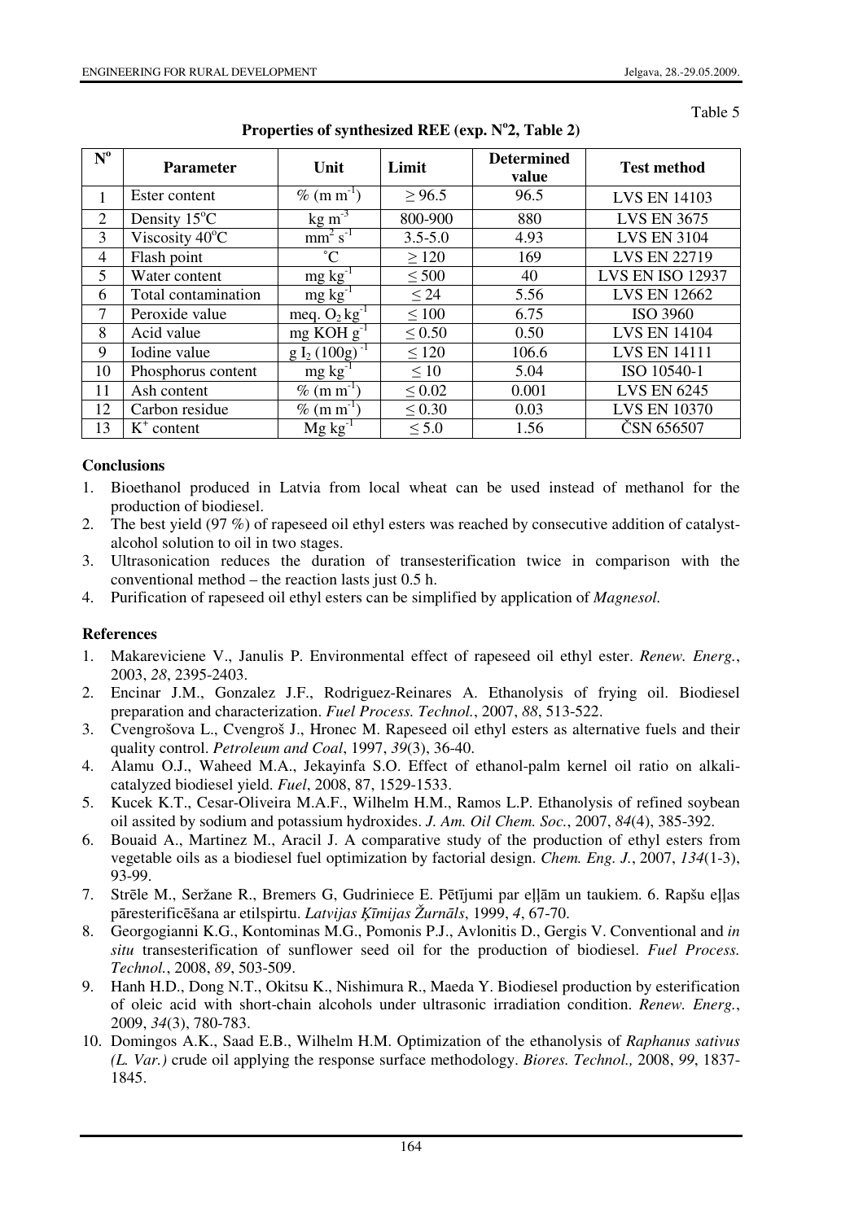Table 5

**Properties of synthesized REE (exp. N°2, Table 2)**

| N° | Parameter | Unit | Limit | Determined value | Test method |
|---|---|---|---|---|---|
| 1 | Ester content | % (m $m^{-1}$) | ≥ 96.5 | 96.5 | LVS EN 14103 |
| 2 | Density 15°C | kg $m^{-3}$ | 800-900 | 880 | LVS EN 3675 |
| 3 | Viscosity 40°C | $mm^2$ $s^{-1}$ | 3.5-5.0 | 4.93 | LVS EN 3104 |
| 4 | Flash point | °C | ≥ 120 | 169 | LVS EN 22719 |
| 5 | Water content | mg $kg^{-1}$ | ≤ 500 | 40 | LVS EN ISO 12937 |
| 6 | Total contamination | mg $kg^{-1}$ | ≤ 24 | 5.56 | LVS EN 12662 |
| 7 | Peroxide value | meq. $O_2$ $kg^{-1}$ | ≤ 100 | 6.75 | ISO 3960 |
| 8 | Acid value | mg KOH $g^{-1}$ | ≤ 0.50 | 0.50 | LVS EN 14104 |
| 9 | Iodine value | g $I_2$ $(100g)^{-1}$ | ≤ 120 | 106.6 | LVS EN 14111 |
| 10 | Phosphorus content | mg $kg^{-1}$ | ≤ 10 | 5.04 | ISO 10540-1 |
| 11 | Ash content | % (m $m^{-1}$) | ≤ 0.02 | 0.001 | LVS EN 6245 |
| 12 | Carbon residue | % (m $m^{-1}$) | ≤ 0.30 | 0.03 | LVS EN 10370 |
| 13 | $K^+$ content | Mg $kg^{-1}$ | ≤ 5.0 | 1.56 | ČSN 656507 |

## Conclusions

1. Bioethanol produced in Latvia from local wheat can be used instead of methanol for the production of biodiesel.
2. The best yield (97 %) of rapeseed oil ethyl esters was reached by consecutive addition of catalyst-alcohol solution to oil in two stages.
3. Ultrasonication reduces the duration of transesterification twice in comparison with the conventional method – the reaction lasts just 0.5 h.
4. Purification of rapeseed oil ethyl esters can be simplified by application of *Magnesol.*

## References

1. Makareviciene V., Janulis P. Environmental effect of rapeseed oil ethyl ester. *Renew. Energ.*, 2003, *28*, 2395-2403.
2. Encinar J.M., Gonzalez J.F., Rodriguez-Reinares A. Ethanolysis of frying oil. Biodiesel preparation and characterization. *Fuel Process. Technol.*, 2007, *88*, 513-522.
3. Cvengrošova L., Cvengroš J., Hronec M. Rapeseed oil ethyl esters as alternative fuels and their quality control. *Petroleum and Coal*, 1997, *39*(3), 36-40.
4. Alamu O.J., Waheed M.A., Jekayinfa S.O. Effect of ethanol-palm kernel oil ratio on alkali-catalyzed biodiesel yield. *Fuel*, 2008, 87, 1529-1533.
5. Kucek K.T., Cesar-Oliveira M.A.F., Wilhelm H.M., Ramos L.P. Ethanolysis of refined soybean oil assited by sodium and potassium hydroxides. *J. Am. Oil Chem. Soc.*, 2007, *84*(4), 385-392.
6. Bouaid A., Martinez M., Aracil J. A comparative study of the production of ethyl esters from vegetable oils as a biodiesel fuel optimization by factorial design. *Chem. Eng. J.*, 2007, *134*(1-3), 93-99.
7. Strēle M., Seržane R., Bremers G, Gudriniece E. Pētījumi par eļļām un taukiem. 6. Rapšu eļļas pāresterificēšana ar etilspirtu. *Latvijas Ķīmijas Žurnāls*, 1999, *4*, 67-70.
8. Georgogianni K.G., Kontominas M.G., Pomonis P.J., Avlonitis D., Gergis V. Conventional and *in situ* transesterification of sunflower seed oil for the production of biodiesel. *Fuel Process. Technol.*, 2008, *89*, 503-509.
9. Hanh H.D., Dong N.T., Okitsu K., Nishimura R., Maeda Y. Biodiesel production by esterification of oleic acid with short-chain alcohols under ultrasonic irradiation condition. *Renew. Energ.*, 2009, *34*(3), 780-783.
10. Domingos A.K., Saad E.B., Wilhelm H.M. Optimization of the ethanolysis of *Raphanus sativus (L. Var.)* crude oil applying the response surface methodology. *Biores. Technol.,* 2008, *99*, 1837-1845.